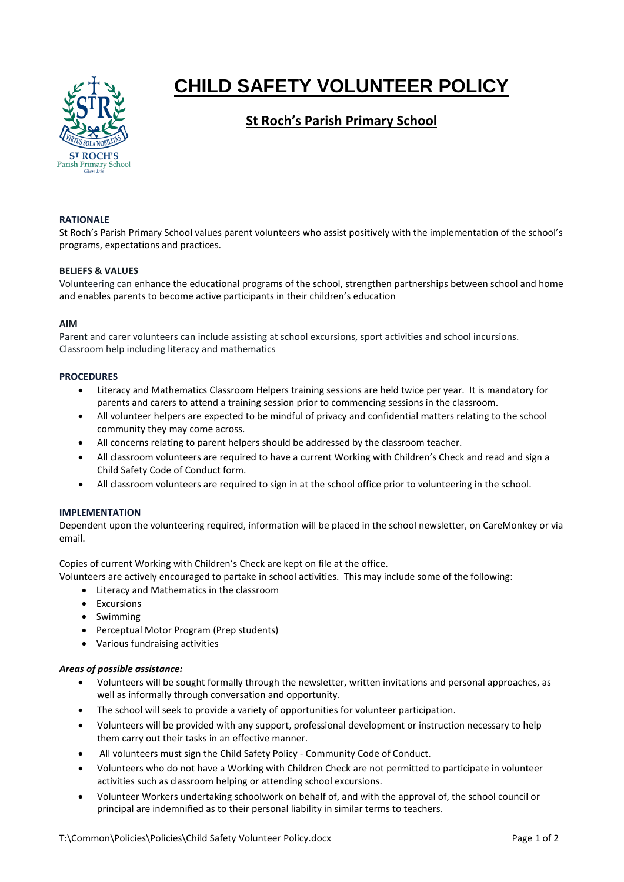# CHILD SAFETY VOLUNTEER POLICY

## St Roch's Parish Primary School

**RATIONALE**

St Roch's Parish Primary School values parent volunteers who assist positively with the implementation of the school's programs, expectations and practices.

**BELIEFS & VALUES**

Volunteering can enhance the educational programs of the school, strengthen partnerships between school and home and enables parents to become active participants in their children's education

**AIM**

Parent and carer volunteers can include assisting at school excursions, sport activities and school incursions. Classroom help including literacy and mathematics

**PROCEDURES**

- Literacy and Mathematics Classroom Helpers training sessions are held twice per year. It is mandatory for parents and carers to attend a training session prior to commencing sessions in the classroom.
- All volunteer helpers are expected to be mindful of privacy and confidential matters relating to the school community they may come across.
- All concerns relating to parent helpers should be addressed by the classroom teacher.
- All classroom volunteers are required to have a current Working with Children's Check and read and sign a Child Safety Code of Conduct form.
- All classroom volunteers are required to sign in at the school office prior to volunteering in the school.

**IMPLEMENTATION**

Dependent upon the volunteering required, information will be placed in the school newsletter, on CareMonkey or via email.

Copies of current Working with Children's Check are kept on file at the office.
Volunteers are actively encouraged to partake in school activities. This may include some of the following:

- Literacy and Mathematics in the classroom
- Excursions
- Swimming
- Perceptual Motor Program (Prep students)
- Various fundraising activities

***Areas of possible assistance:***

- Volunteers will be sought formally through the newsletter, written invitations and personal approaches, as well as informally through conversation and opportunity.
- The school will seek to provide a variety of opportunities for volunteer participation.
- Volunteers will be provided with any support, professional development or instruction necessary to help them carry out their tasks in an effective manner.
- All volunteers must sign the Child Safety Policy - Community Code of Conduct.
- Volunteers who do not have a Working with Children Check are not permitted to participate in volunteer activities such as classroom helping or attending school excursions.
- Volunteer Workers undertaking schoolwork on behalf of, and with the approval of, the school council or principal are indemnified as to their personal liability in similar terms to teachers.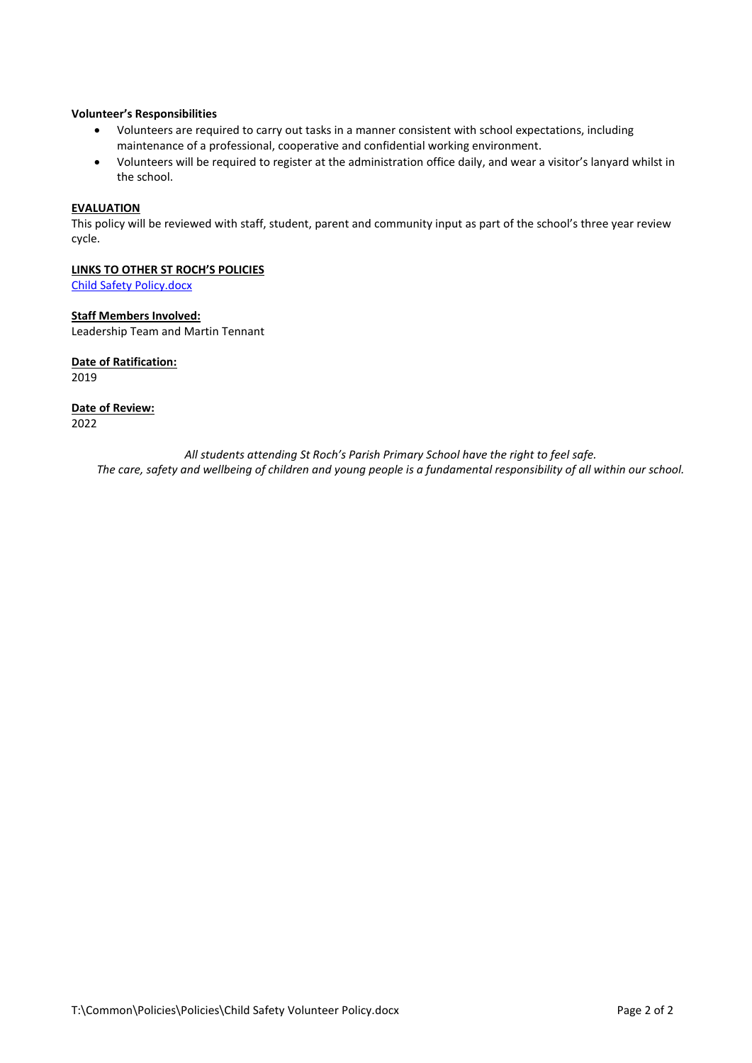**Volunteer's Responsibilities**

- Volunteers are required to carry out tasks in a manner consistent with school expectations, including maintenance of a professional, cooperative and confidential working environment.
- Volunteers will be required to register at the administration office daily, and wear a visitor's lanyard whilst in the school.

**EVALUATION**

This policy will be reviewed with staff, student, parent and community input as part of the school's three year review cycle.

**LINKS TO OTHER ST ROCH'S POLICIES**

Child Safety Policy.docx

**Staff Members Involved:**

Leadership Team and Martin Tennant

**Date of Ratification:**

2019

**Date of Review:**

2022

*All students attending St Roch's Parish Primary School have the right to feel safe.*
*The care, safety and wellbeing of children and young people is a fundamental responsibility of all within our school.*